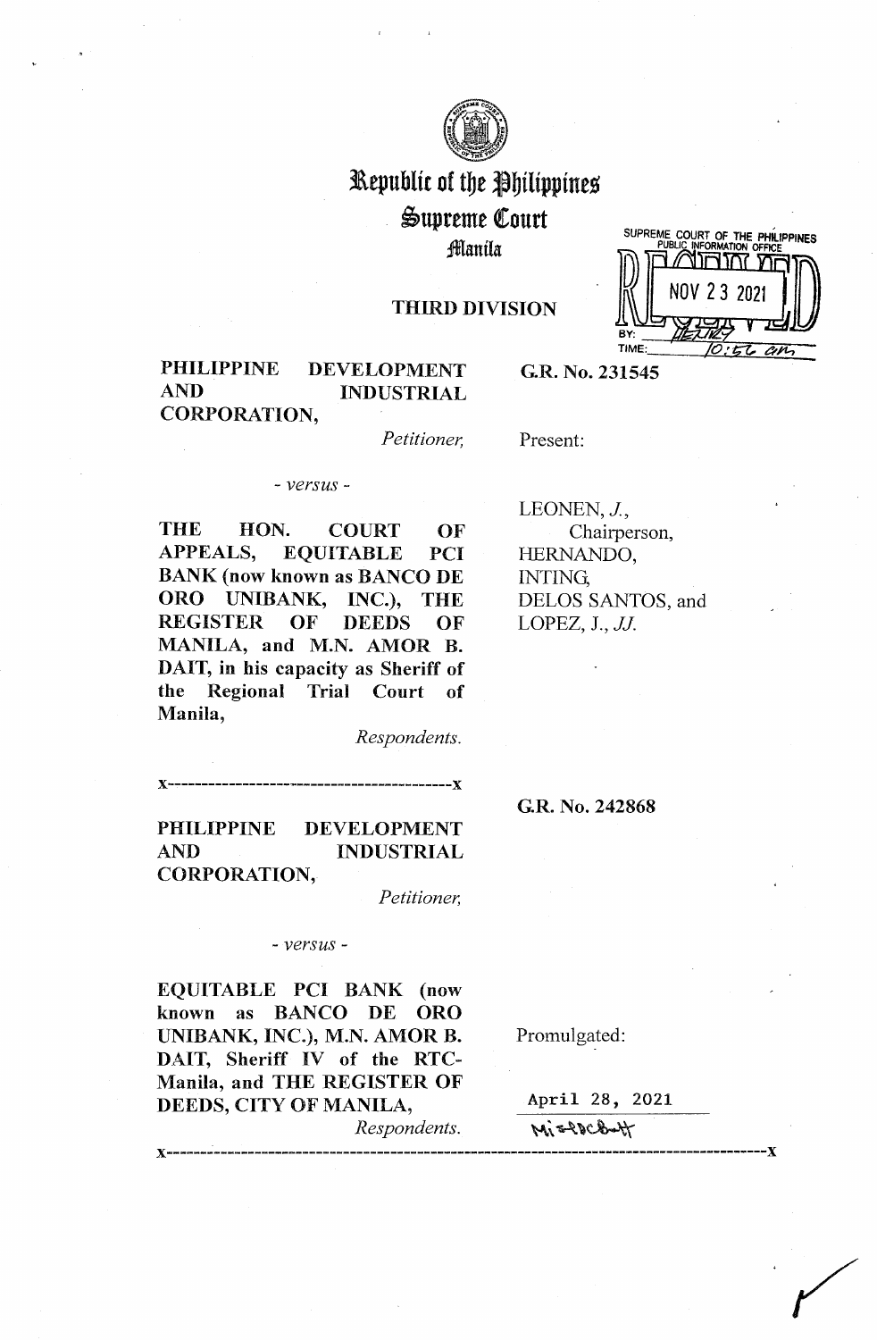# Republic of the Philippines
## Supreme Court
### Manila

SUPREME COURT OF THE PHILIPPINES
PUBLIC INFORMATION OFFICE
RECEIVED
NOV 23 2021
BY:
TIME: 10:56 am

**THIRD DIVISION**

**PHILIPPINE DEVELOPMENT AND INDUSTRIAL CORPORATION,**
*Petitioner,*

- *versus* -

**THE HON. COURT OF APPEALS, EQUITABLE PCI BANK (now known as BANCO DE ORO UNIBANK, INC.), THE REGISTER OF DEEDS OF MANILA, and M.N. AMOR B. DAIT, in his capacity as Sheriff of the Regional Trial Court of Manila,**
*Respondents.*

**G.R. No. 231545**

Present:

LEONEN, *J.*,
Chairperson,
HERNANDO,
INTING,
DELOS SANTOS, and
LOPEZ, J., *JJ.*

x-------------------------------------------x

**PHILIPPINE DEVELOPMENT AND INDUSTRIAL CORPORATION,**
*Petitioner,*

- *versus* -

**EQUITABLE PCI BANK (now known as BANCO DE ORO UNIBANK, INC.), M.N. AMOR B. DAIT, Sheriff IV of the RTC-Manila, and THE REGISTER OF DEEDS, CITY OF MANILA,**
*Respondents.*

**G.R. No. 242868**

Promulgated:

April 28, 2021

x-------------------------------------------------------------------------------------------x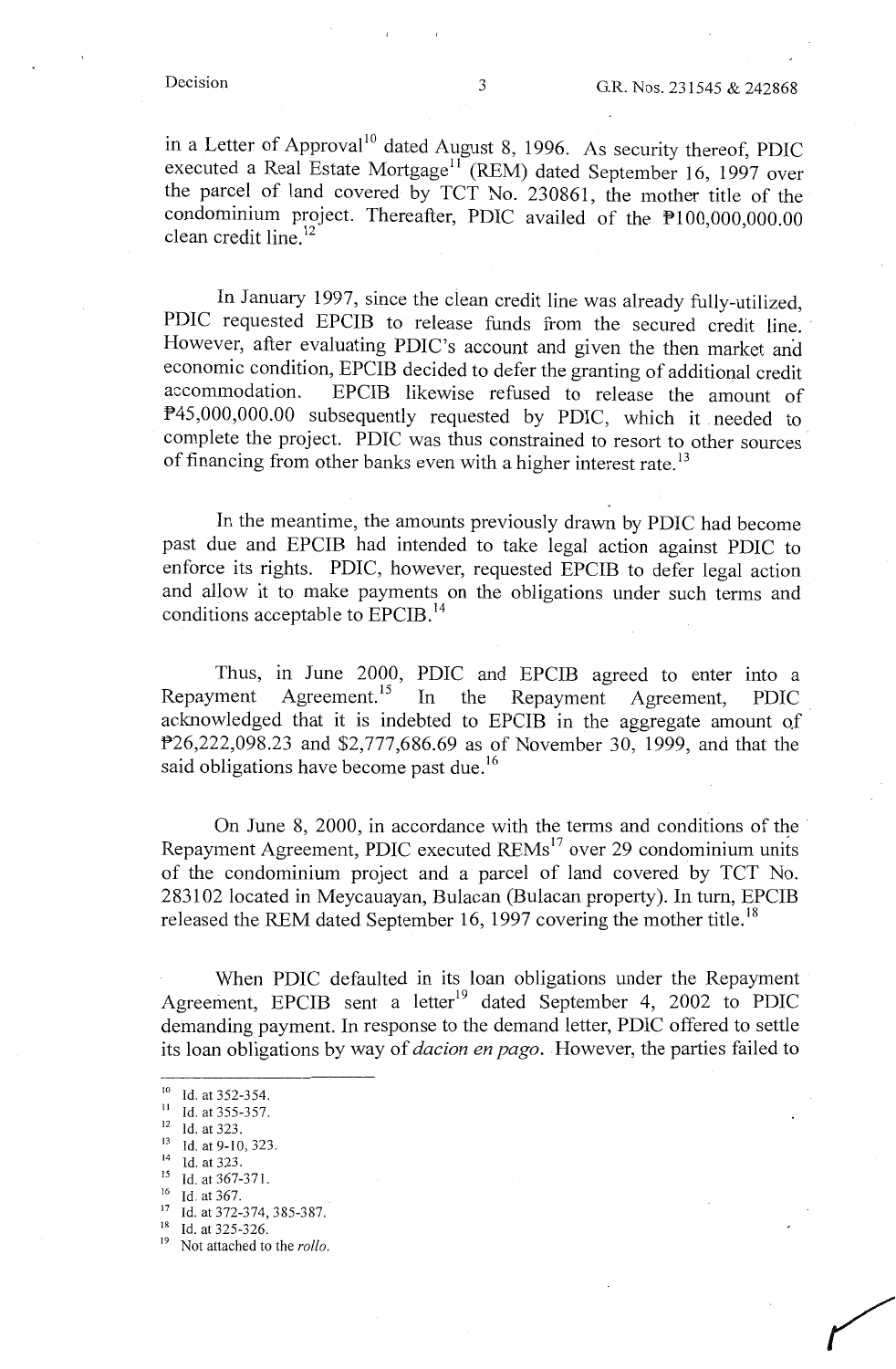in a Letter of Approval[10] dated August 8, 1996. As security thereof, PDIC executed a Real Estate Mortgage[11] (REM) dated September 16, 1997 over the parcel of land covered by TCT No. 230861, the mother title of the condominium project. Thereafter, PDIC availed of the ₱100,000,000.00 clean credit line.[12]

In January 1997, since the clean credit line was already fully-utilized, PDIC requested EPCIB to release funds from the secured credit line. However, after evaluating PDIC's account and given the then market and economic condition, EPCIB decided to defer the granting of additional credit accommodation. EPCIB likewise refused to release the amount of ₱45,000,000.00 subsequently requested by PDIC, which it needed to complete the project. PDIC was thus constrained to resort to other sources of financing from other banks even with a higher interest rate.[13]

In the meantime, the amounts previously drawn by PDIC had become past due and EPCIB had intended to take legal action against PDIC to enforce its rights. PDIC, however, requested EPCIB to defer legal action and allow it to make payments on the obligations under such terms and conditions acceptable to EPCIB.[14]

Thus, in June 2000, PDIC and EPCIB agreed to enter into a Repayment Agreement.[15] In the Repayment Agreement, PDIC acknowledged that it is indebted to EPCIB in the aggregate amount of ₱26,222,098.23 and $2,777,686.69 as of November 30, 1999, and that the said obligations have become past due.[16]

On June 8, 2000, in accordance with the terms and conditions of the Repayment Agreement, PDIC executed REMs[17] over 29 condominium units of the condominium project and a parcel of land covered by TCT No. 283102 located in Meycauayan, Bulacan (Bulacan property). In turn, EPCIB released the REM dated September 16, 1997 covering the mother title.[18]

When PDIC defaulted in its loan obligations under the Repayment Agreement, EPCIB sent a letter[19] dated September 4, 2002 to PDIC demanding payment. In response to the demand letter, PDIC offered to settle its loan obligations by way of *dacion en pago*. However, the parties failed to

---

[10] Id. at 352-354.
[11] Id. at 355-357.
[12] Id. at 323.
[13] Id. at 9-10, 323.
[14] Id. at 323.
[15] Id. at 367-371.
[16] Id. at 367.
[17] Id. at 372-374, 385-387.
[18] Id. at 325-326.
[19] Not attached to the *rollo*.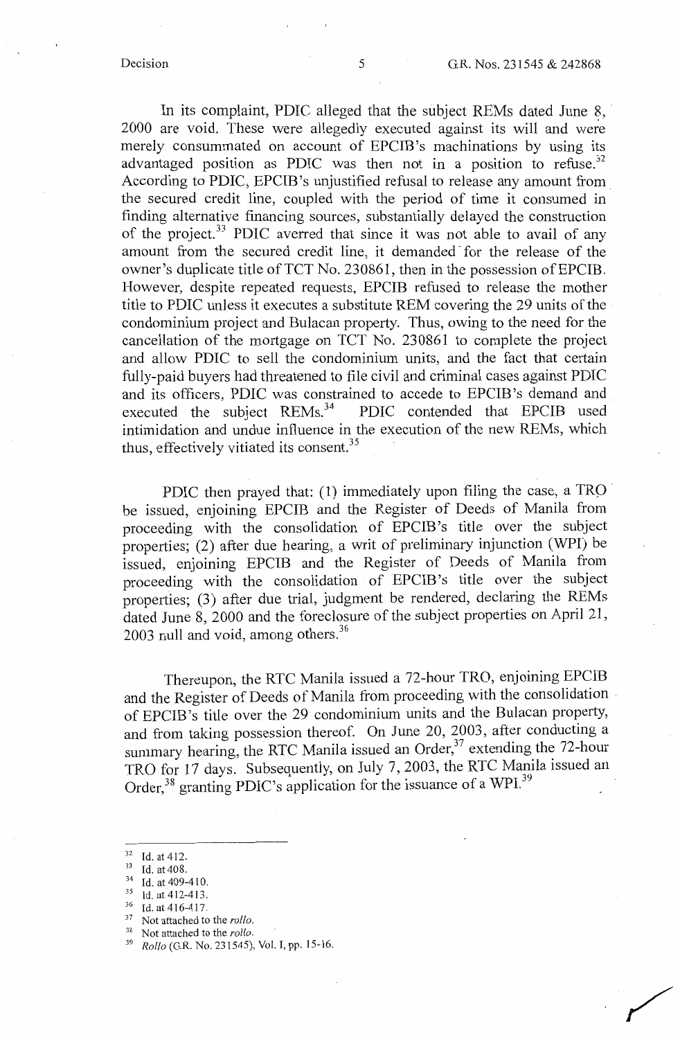In its complaint, PDIC alleged that the subject REMs dated June 8, 2000 are void. These were allegedly executed against its will and were merely consummated on account of EPCIB's machinations by using its advantaged position as PDIC was then not in a position to refuse.[32] According to PDIC, EPCIB's unjustified refusal to release any amount from the secured credit line, coupled with the period of time it consumed in finding alternative financing sources, substantially delayed the construction of the project.[33] PDIC averred that since it was not able to avail of any amount from the secured credit line, it demanded for the release of the owner's duplicate title of TCT No. 230861, then in the possession of EPCIB. However, despite repeated requests, EPCIB refused to release the mother title to PDIC unless it executes a substitute REM covering the 29 units of the condominium project and Bulacan property. Thus, owing to the need for the cancellation of the mortgage on TCT No. 230861 to complete the project and allow PDIC to sell the condominium units, and the fact that certain fully-paid buyers had threatened to file civil and criminal cases against PDIC and its officers, PDIC was constrained to accede to EPCIB's demand and executed the subject REMs.[34] PDIC contended that EPCIB used intimidation and undue influence in the execution of the new REMs, which thus, effectively vitiated its consent.[35]

PDIC then prayed that: (1) immediately upon filing the case, a TRO be issued, enjoining EPCIB and the Register of Deeds of Manila from proceeding with the consolidation of EPCIB's title over the subject properties; (2) after due hearing, a writ of preliminary injunction (WPI) be issued, enjoining EPCIB and the Register of Deeds of Manila from proceeding with the consolidation of EPCIB's title over the subject properties; (3) after due trial, judgment be rendered, declaring the REMs dated June 8, 2000 and the foreclosure of the subject properties on April 21, 2003 null and void, among others.[36]

Thereupon, the RTC Manila issued a 72-hour TRO, enjoining EPCIB and the Register of Deeds of Manila from proceeding with the consolidation of EPCIB's title over the 29 condominium units and the Bulacan property, and from taking possession thereof. On June 20, 2003, after conducting a summary hearing, the RTC Manila issued an Order,[37] extending the 72-hour TRO for 17 days. Subsequently, on July 7, 2003, the RTC Manila issued an Order,[38] granting PDIC's application for the issuance of a WPI.[39]

---

[32] Id. at 412.
[33] Id. at 408.
[34] Id. at 409-410.
[35] Id. at 412-413.
[36] Id. at 416-417.
[37] Not attached to the *rollo*.
[38] Not attached to the *rollo*.
[39] *Rollo* (G.R. No. 231545), Vol. I, pp. 15-16.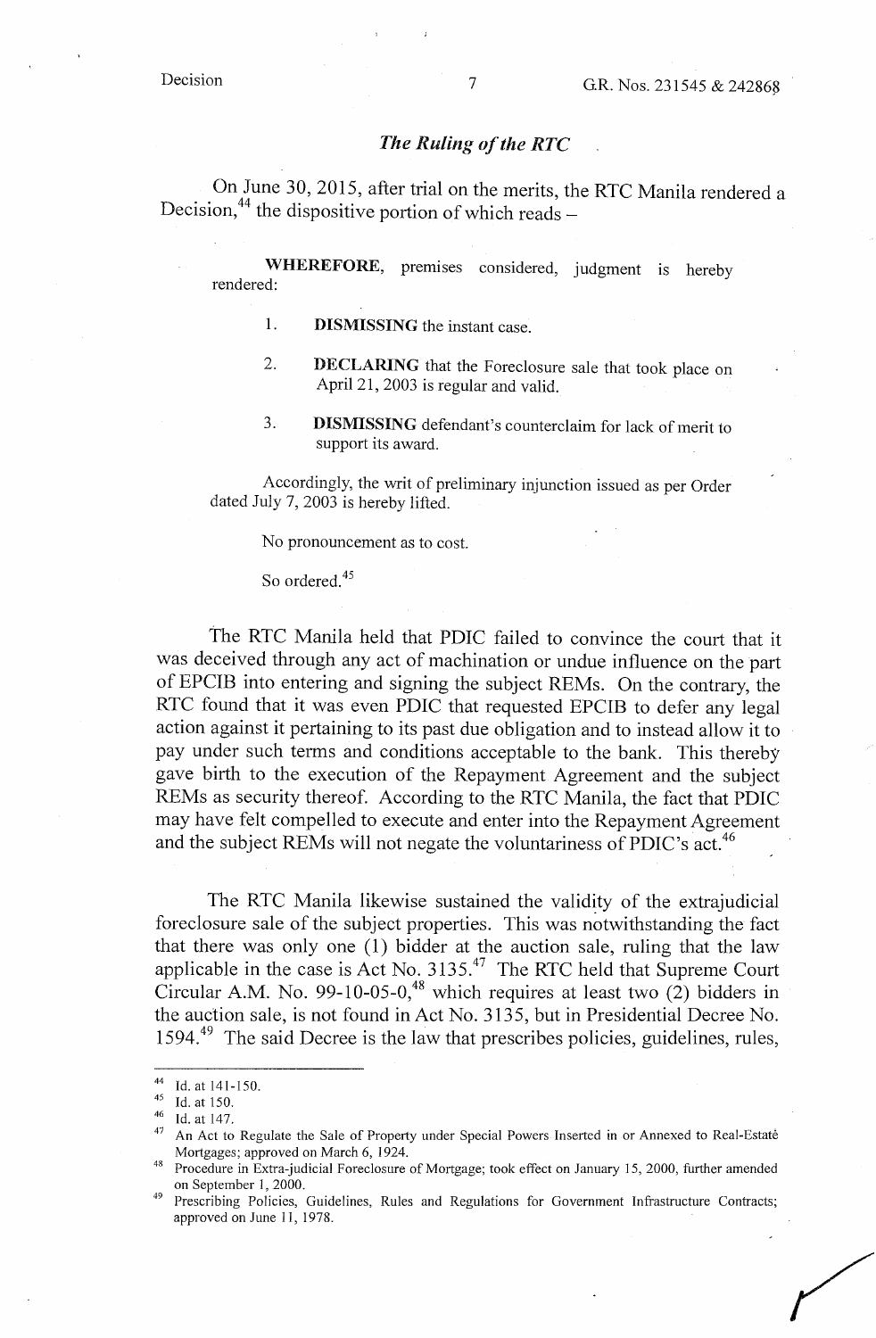### *The Ruling of the RTC*

On June 30, 2015, after trial on the merits, the RTC Manila rendered a Decision,[44] the dispositive portion of which reads –

> **WHEREFORE**, premises considered, judgment is hereby rendered:
>
> 1. **DISMISSING** the instant case.
>
> 2. **DECLARING** that the Foreclosure sale that took place on April 21, 2003 is regular and valid.
>
> 3. **DISMISSING** defendant's counterclaim for lack of merit to support its award.
>
> Accordingly, the writ of preliminary injunction issued as per Order dated July 7, 2003 is hereby lifted.
>
> No pronouncement as to cost.
>
> So ordered.[45]

The RTC Manila held that PDIC failed to convince the court that it was deceived through any act of machination or undue influence on the part of EPCIB into entering and signing the subject REMs. On the contrary, the RTC found that it was even PDIC that requested EPCIB to defer any legal action against it pertaining to its past due obligation and to instead allow it to pay under such terms and conditions acceptable to the bank. This thereby gave birth to the execution of the Repayment Agreement and the subject REMs as security thereof. According to the RTC Manila, the fact that PDIC may have felt compelled to execute and enter into the Repayment Agreement and the subject REMs will not negate the voluntariness of PDIC's act.[46]

The RTC Manila likewise sustained the validity of the extrajudicial foreclosure sale of the subject properties. This was notwithstanding the fact that there was only one (1) bidder at the auction sale, ruling that the law applicable in the case is Act No. 3135.[47] The RTC held that Supreme Court Circular A.M. No. 99-10-05-0,[48] which requires at least two (2) bidders in the auction sale, is not found in Act No. 3135, but in Presidential Decree No. 1594.[49] The said Decree is the law that prescribes policies, guidelines, rules,

---

[44] Id. at 141-150.

[45] Id. at 150.

[46] Id. at 147.

[47] An Act to Regulate the Sale of Property under Special Powers Inserted in or Annexed to Real-Estate Mortgages; approved on March 6, 1924.

[48] Procedure in Extra-judicial Foreclosure of Mortgage; took effect on January 15, 2000, further amended on September 1, 2000.

[49] Prescribing Policies, Guidelines, Rules and Regulations for Government Infrastructure Contracts; approved on June 11, 1978.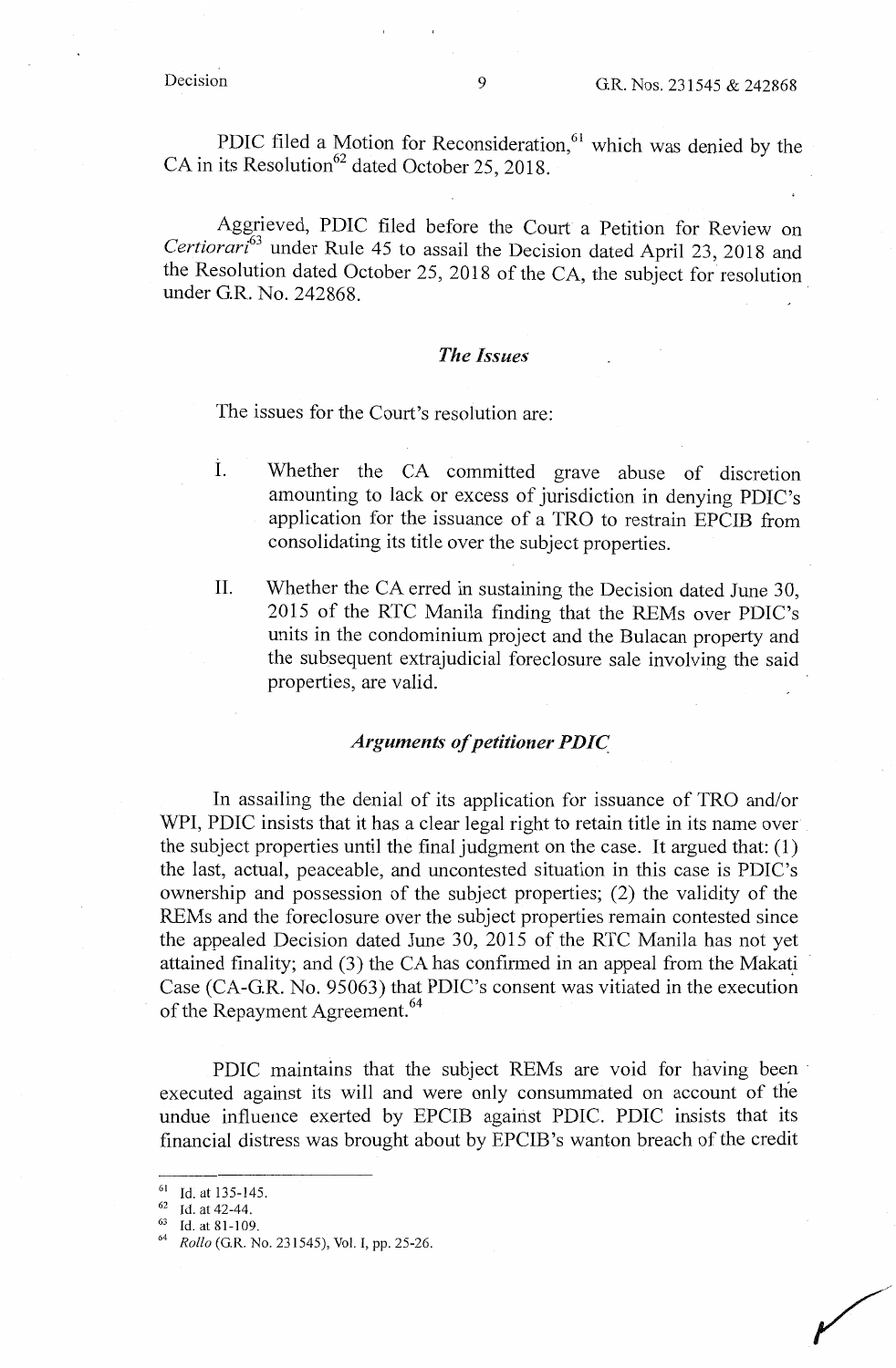PDIC filed a Motion for Reconsideration,[61] which was denied by the CA in its Resolution[62] dated October 25, 2018.

Aggrieved, PDIC filed before the Court a Petition for Review on *Certiorari*[63] under Rule 45 to assail the Decision dated April 23, 2018 and the Resolution dated October 25, 2018 of the CA, the subject for resolution under G.R. No. 242868.

### *The Issues*

The issues for the Court's resolution are:

I. Whether the CA committed grave abuse of discretion amounting to lack or excess of jurisdiction in denying PDIC's application for the issuance of a TRO to restrain EPCIB from consolidating its title over the subject properties.

II. Whether the CA erred in sustaining the Decision dated June 30, 2015 of the RTC Manila finding that the REMs over PDIC's units in the condominium project and the Bulacan property and the subsequent extrajudicial foreclosure sale involving the said properties, are valid.

### *Arguments of petitioner PDIC*

In assailing the denial of its application for issuance of TRO and/or WPI, PDIC insists that it has a clear legal right to retain title in its name over the subject properties until the final judgment on the case. It argued that: (1) the last, actual, peaceable, and uncontested situation in this case is PDIC's ownership and possession of the subject properties; (2) the validity of the REMs and the foreclosure over the subject properties remain contested since the appealed Decision dated June 30, 2015 of the RTC Manila has not yet attained finality; and (3) the CA has confirmed in an appeal from the Makati Case (CA-G.R. No. 95063) that PDIC's consent was vitiated in the execution of the Repayment Agreement.[64]

PDIC maintains that the subject REMs are void for having been executed against its will and were only consummated on account of the undue influence exerted by EPCIB against PDIC. PDIC insists that its financial distress was brought about by EPCIB's wanton breach of the credit

---

[61] Id. at 135-145.

[62] Id. at 42-44.

[63] Id. at 81-109.

[64] *Rollo* (G.R. No. 231545), Vol. I, pp. 25-26.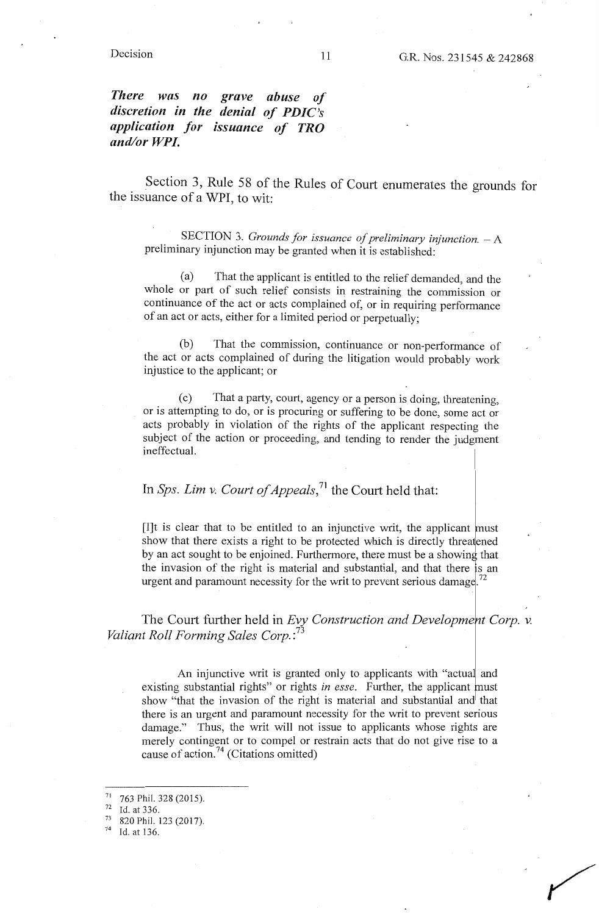***There was no grave abuse of discretion in the denial of PDIC's application for issuance of TRO and/or WPI.***

Section 3, Rule 58 of the Rules of Court enumerates the grounds for the issuance of a WPI, to wit:

> SECTION 3. *Grounds for issuance of preliminary injunction.* – A preliminary injunction may be granted when it is established:
>
> (a) That the applicant is entitled to the relief demanded, and the whole or part of such relief consists in restraining the commission or continuance of the act or acts complained of, or in requiring performance of an act or acts, either for a limited period or perpetually;
>
> (b) That the commission, continuance or non-performance of the act or acts complained of during the litigation would probably work injustice to the applicant; or
>
> (c) That a party, court, agency or a person is doing, threatening, or is attempting to do, or is procuring or suffering to be done, some act or acts probably in violation of the rights of the applicant respecting the subject of the action or proceeding, and tending to render the judgment ineffectual.

In *Sps. Lim v. Court of Appeals*,[71] the Court held that:

> [I]t is clear that to be entitled to an injunctive writ, the applicant must show that there exists a right to be protected which is directly threatened by an act sought to be enjoined. Furthermore, there must be a showing that the invasion of the right is material and substantial, and that there is an urgent and paramount necessity for the writ to prevent serious damage.[72]

The Court further held in *Evy Construction and Development Corp. v. Valiant Roll Forming Sales Corp.*:[73]

> An injunctive writ is granted only to applicants with "actual and existing substantial rights" or rights *in esse*. Further, the applicant must show "that the invasion of the right is material and substantial and that there is an urgent and paramount necessity for the writ to prevent serious damage." Thus, the writ will not issue to applicants whose rights are merely contingent or to compel or restrain acts that do not give rise to a cause of action.[74] (Citations omitted)

---

[71] 763 Phil. 328 (2015).

[72] Id. at 336.

[73] 820 Phil. 123 (2017).

[74] Id. at 136.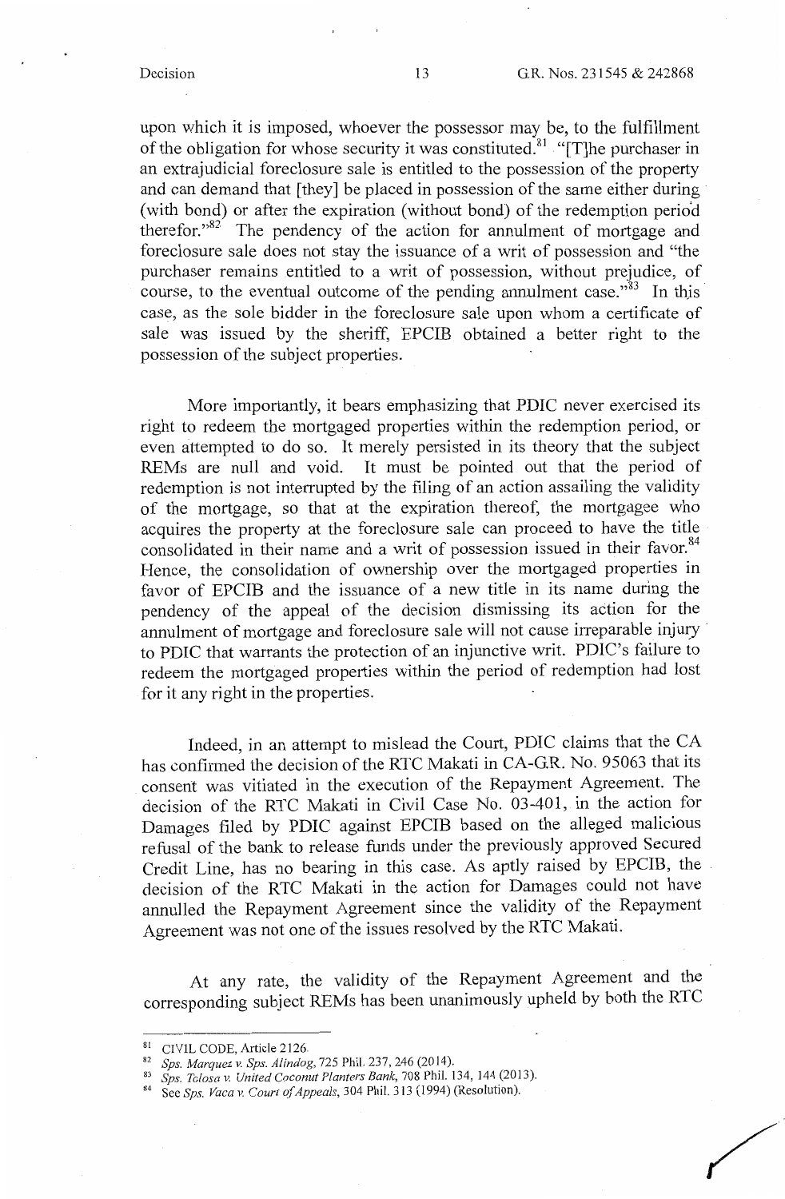upon which it is imposed, whoever the possessor may be, to the fulfillment of the obligation for whose security it was constituted.[81] "[T]he purchaser in an extrajudicial foreclosure sale is entitled to the possession of the property and can demand that [they] be placed in possession of the same either during (with bond) or after the expiration (without bond) of the redemption period therefor."[82] The pendency of the action for annulment of mortgage and foreclosure sale does not stay the issuance of a writ of possession and "the purchaser remains entitled to a writ of possession, without prejudice, of course, to the eventual outcome of the pending annulment case."[83] In this case, as the sole bidder in the foreclosure sale upon whom a certificate of sale was issued by the sheriff, EPCIB obtained a better right to the possession of the subject properties.

More importantly, it bears emphasizing that PDIC never exercised its right to redeem the mortgaged properties within the redemption period, or even attempted to do so. It merely persisted in its theory that the subject REMs are null and void. It must be pointed out that the period of redemption is not interrupted by the filing of an action assailing the validity of the mortgage, so that at the expiration thereof, the mortgagee who acquires the property at the foreclosure sale can proceed to have the title consolidated in their name and a writ of possession issued in their favor.[84] Hence, the consolidation of ownership over the mortgaged properties in favor of EPCIB and the issuance of a new title in its name during the pendency of the appeal of the decision dismissing its action for the annulment of mortgage and foreclosure sale will not cause irreparable injury to PDIC that warrants the protection of an injunctive writ. PDIC's failure to redeem the mortgaged properties within the period of redemption had lost for it any right in the properties.

Indeed, in an attempt to mislead the Court, PDIC claims that the CA has confirmed the decision of the RTC Makati in CA-G.R. No. 95063 that its consent was vitiated in the execution of the Repayment Agreement. The decision of the RTC Makati in Civil Case No. 03-401, in the action for Damages filed by PDIC against EPCIB based on the alleged malicious refusal of the bank to release funds under the previously approved Secured Credit Line, has no bearing in this case. As aptly raised by EPCIB, the decision of the RTC Makati in the action for Damages could not have annulled the Repayment Agreement since the validity of the Repayment Agreement was not one of the issues resolved by the RTC Makati.

At any rate, the validity of the Repayment Agreement and the corresponding subject REMs has been unanimously upheld by both the RTC

---

[81] CIVIL CODE, Article 2126.

[82] *Sps. Marquez v. Sps. Alindog*, 725 Phil. 237, 246 (2014).

[83] *Sps. Tolosa v. United Coconut Planters Bank*, 708 Phil. 134, 144 (2013).

[84] See *Sps. Vaca v. Court of Appeals*, 304 Phil. 313 (1994) (Resolution).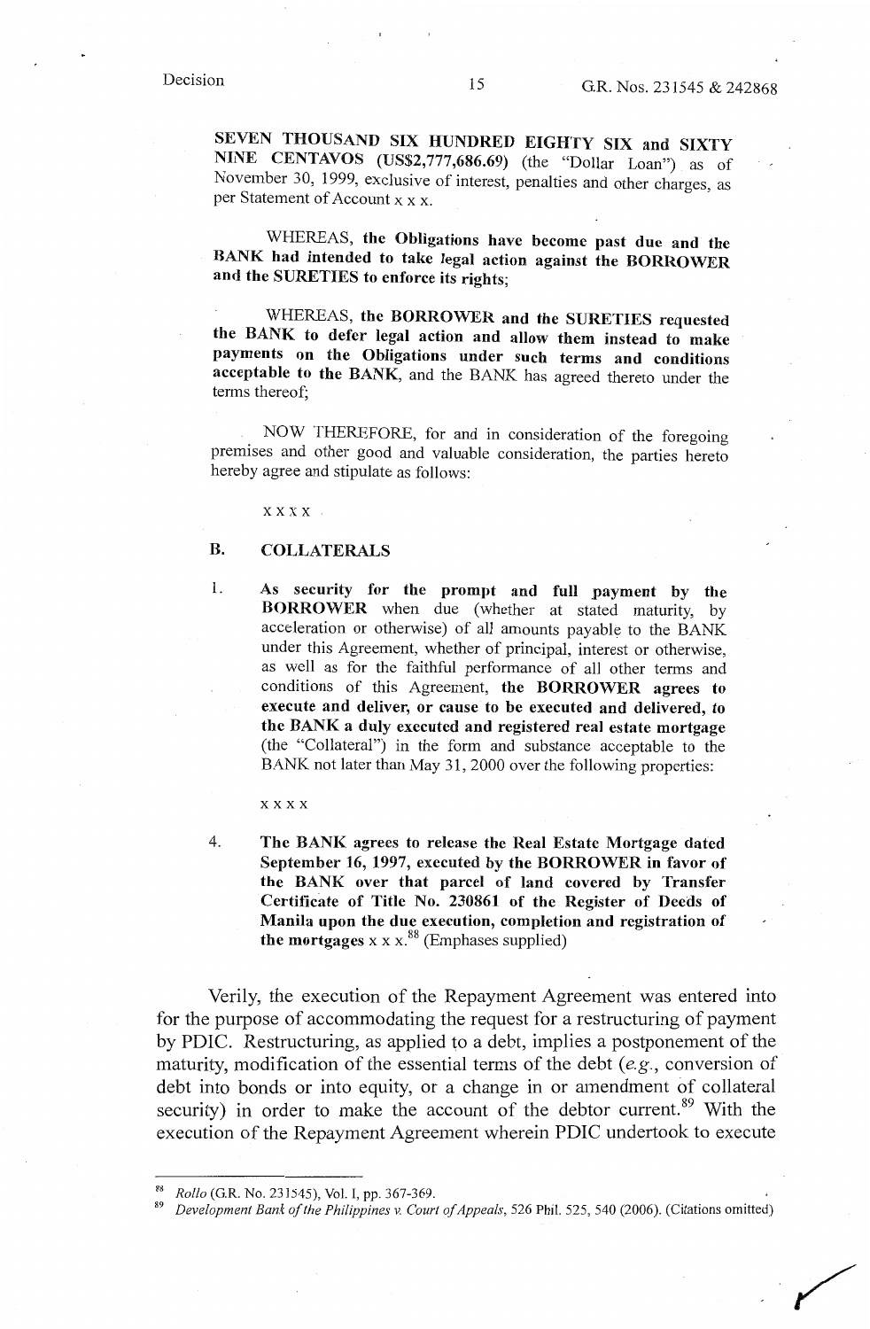**SEVEN THOUSAND SIX HUNDRED EIGHTY SIX and SIXTY NINE CENTAVOS (US$2,777,686.69)** (the "Dollar Loan") as of November 30, 1999, exclusive of interest, penalties and other charges, as per Statement of Account x x x.

WHEREAS, **the Obligations have become past due and the BANK had intended to take legal action against the BORROWER and the SURETIES to enforce its rights;**

WHEREAS, **the BORROWER and the SURETIES requested the BANK to defer legal action and allow them instead to make payments on the Obligations under such terms and conditions acceptable to the BANK**, and the BANK has agreed thereto under the terms thereof;

NOW THEREFORE, for and in consideration of the foregoing premises and other good and valuable consideration, the parties hereto hereby agree and stipulate as follows:

x x x x

**B. COLLATERALS**

1. **As security for the prompt and full payment by the BORROWER** when due (whether at stated maturity, by acceleration or otherwise) of all amounts payable to the BANK under this Agreement, whether of principal, interest or otherwise, as well as for the faithful performance of all other terms and conditions of this Agreement, **the BORROWER agrees to execute and deliver, or cause to be executed and delivered, to the BANK a duly executed and registered real estate mortgage** (the "Collateral") in the form and substance acceptable to the BANK not later than May 31, 2000 over the following properties:

x x x x

4. **The BANK agrees to release the Real Estate Mortgage dated September 16, 1997, executed by the BORROWER in favor of the BANK over that parcel of land covered by Transfer Certificate of Title No. 230861 of the Register of Deeds of Manila upon the due execution, completion and registration of the mortgages** x x x.[88] (Emphases supplied)

Verily, the execution of the Repayment Agreement was entered into for the purpose of accommodating the request for a restructuring of payment by PDIC. Restructuring, as applied to a debt, implies a postponement of the maturity, modification of the essential terms of the debt (*e.g.*, conversion of debt into bonds or into equity, or a change in or amendment of collateral security) in order to make the account of the debtor current.[89] With the execution of the Repayment Agreement wherein PDIC undertook to execute

---

[88] *Rollo* (G.R. No. 231545), Vol. I, pp. 367-369.

[89] *Development Bank of the Philippines v. Court of Appeals*, 526 Phil. 525, 540 (2006). (Citations omitted)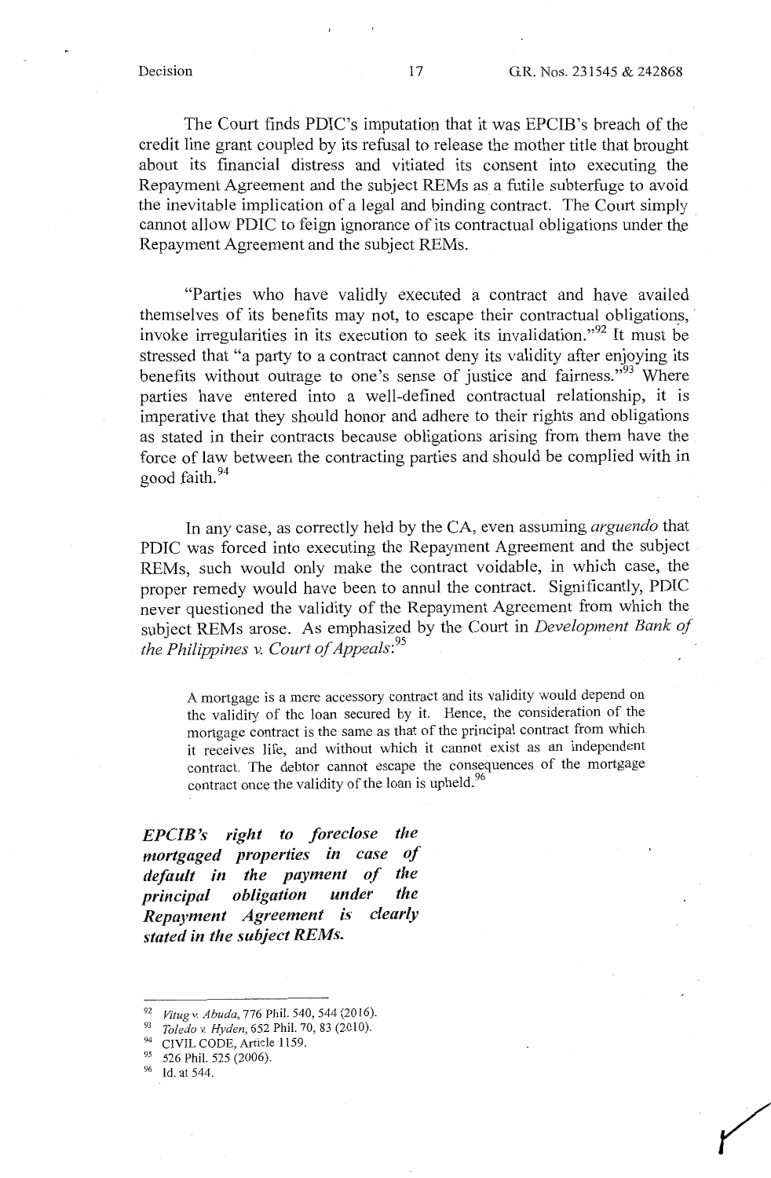The Court finds PDIC's imputation that it was EPCIB's breach of the credit line grant coupled by its refusal to release the mother title that brought about its financial distress and vitiated its consent into executing the Repayment Agreement and the subject REMs as a futile subterfuge to avoid the inevitable implication of a legal and binding contract. The Court simply cannot allow PDIC to feign ignorance of its contractual obligations under the Repayment Agreement and the subject REMs.

"Parties who have validly executed a contract and have availed themselves of its benefits may not, to escape their contractual obligations, invoke irregularities in its execution to seek its invalidation."[92] It must be stressed that "a party to a contract cannot deny its validity after enjoying its benefits without outrage to one's sense of justice and fairness."[93] Where parties have entered into a well-defined contractual relationship, it is imperative that they should honor and adhere to their rights and obligations as stated in their contracts because obligations arising from them have the force of law between the contracting parties and should be complied with in good faith.[94]

In any case, as correctly held by the CA, even assuming *arguendo* that PDIC was forced into executing the Repayment Agreement and the subject REMs, such would only make the contract voidable, in which case, the proper remedy would have been to annul the contract. Significantly, PDIC never questioned the validity of the Repayment Agreement from which the subject REMs arose. As emphasized by the Court in *Development Bank of the Philippines v. Court of Appeals*:[95]

> A mortgage is a mere accessory contract and its validity would depend on the validity of the loan secured by it. Hence, the consideration of the mortgage contract is the same as that of the principal contract from which it receives life, and without which it cannot exist as an independent contract. The debtor cannot escape the consequences of the mortgage contract once the validity of the loan is upheld.[96]

***EPCIB's right to foreclose the mortgaged properties in case of default in the payment of the principal obligation under the Repayment Agreement is clearly stated in the subject REMs.***

---

[92] *Vitug v. Abuda*, 776 Phil. 540, 544 (2016).

[93] *Toledo v. Hyden*, 652 Phil. 70, 83 (2010).

[94] CIVIL CODE, Article 1159.

[95] 526 Phil. 525 (2006).

[96] Id. at 544.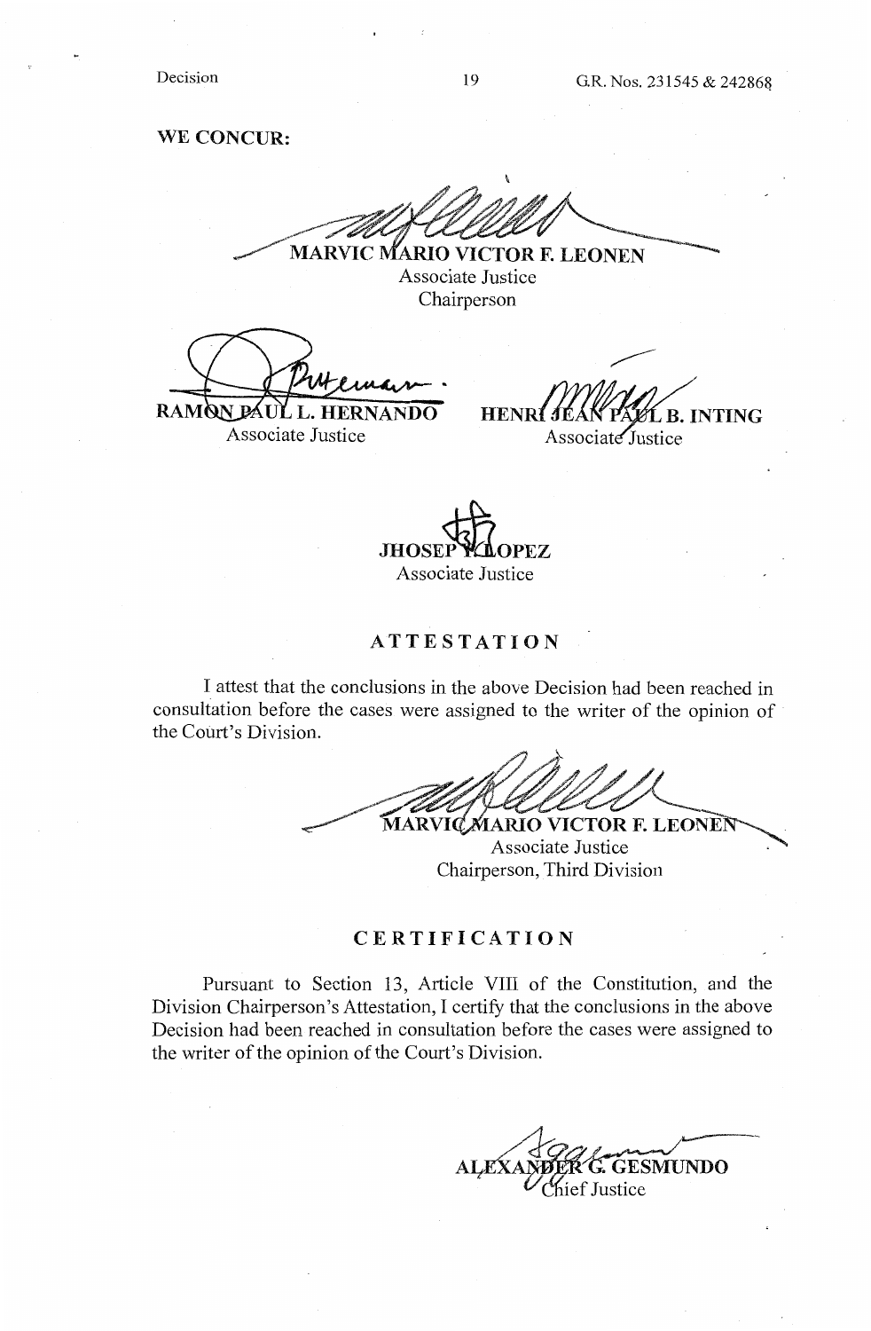**WE CONCUR:**

**MARVIC MARIO VICTOR F. LEONEN**
Associate Justice
Chairperson

**RAMON PAUL L. HERNANDO**
Associate Justice

**HENRI JEAN PAUL B. INTING**
Associate Justice

**JHOSEP Y. LOPEZ**
Associate Justice

## ATTESTATION

I attest that the conclusions in the above Decision had been reached in consultation before the cases were assigned to the writer of the opinion of the Court's Division.

**MARVIC MARIO VICTOR F. LEONEN**
Associate Justice
Chairperson, Third Division

## CERTIFICATION

Pursuant to Section 13, Article VIII of the Constitution, and the Division Chairperson's Attestation, I certify that the conclusions in the above Decision had been reached in consultation before the cases were assigned to the writer of the opinion of the Court's Division.

**ALEXANDER G. GESMUNDO**
Chief Justice